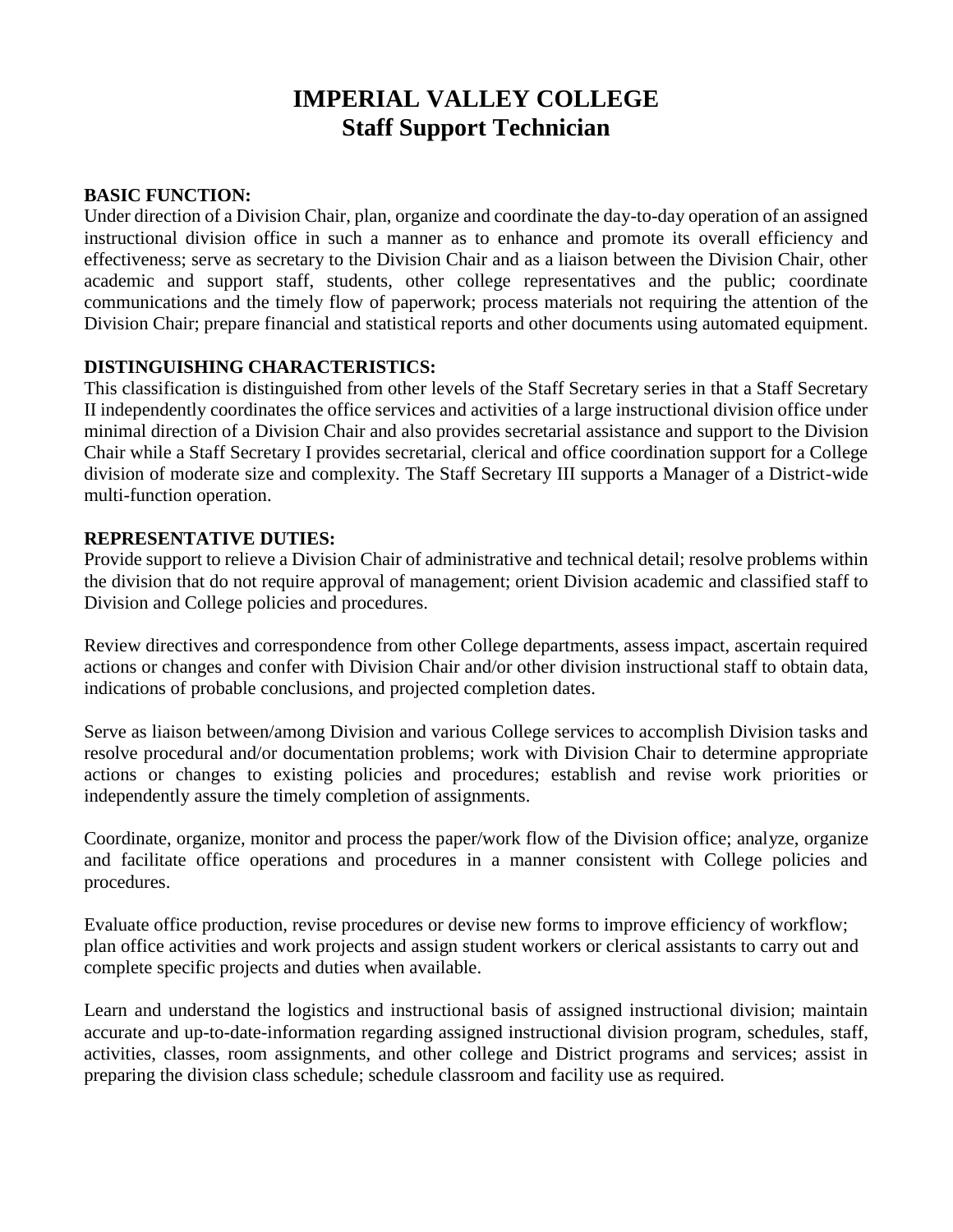# IMPERIAL VALLEY COLLEGE
## Staff Support Technician

**BASIC FUNCTION:**
Under direction of a Division Chair, plan, organize and coordinate the day-to-day operation of an assigned instructional division office in such a manner as to enhance and promote its overall efficiency and effectiveness; serve as secretary to the Division Chair and as a liaison between the Division Chair, other academic and support staff, students, other college representatives and the public; coordinate communications and the timely flow of paperwork; process materials not requiring the attention of the Division Chair; prepare financial and statistical reports and other documents using automated equipment.

**DISTINGUISHING CHARACTERISTICS:**
This classification is distinguished from other levels of the Staff Secretary series in that a Staff Secretary II independently coordinates the office services and activities of a large instructional division office under minimal direction of a Division Chair and also provides secretarial assistance and support to the Division Chair while a Staff Secretary I provides secretarial, clerical and office coordination support for a College division of moderate size and complexity. The Staff Secretary III supports a Manager of a District-wide multi-function operation.

**REPRESENTATIVE DUTIES:**
Provide support to relieve a Division Chair of administrative and technical detail; resolve problems within the division that do not require approval of management; orient Division academic and classified staff to Division and College policies and procedures.

Review directives and correspondence from other College departments, assess impact, ascertain required actions or changes and confer with Division Chair and/or other division instructional staff to obtain data, indications of probable conclusions, and projected completion dates.

Serve as liaison between/among Division and various College services to accomplish Division tasks and resolve procedural and/or documentation problems; work with Division Chair to determine appropriate actions or changes to existing policies and procedures; establish and revise work priorities or independently assure the timely completion of assignments.

Coordinate, organize, monitor and process the paper/work flow of the Division office; analyze, organize and facilitate office operations and procedures in a manner consistent with College policies and procedures.

Evaluate office production, revise procedures or devise new forms to improve efficiency of workflow; plan office activities and work projects and assign student workers or clerical assistants to carry out and complete specific projects and duties when available.

Learn and understand the logistics and instructional basis of assigned instructional division; maintain accurate and up-to-date-information regarding assigned instructional division program, schedules, staff, activities, classes, room assignments, and other college and District programs and services; assist in preparing the division class schedule; schedule classroom and facility use as required.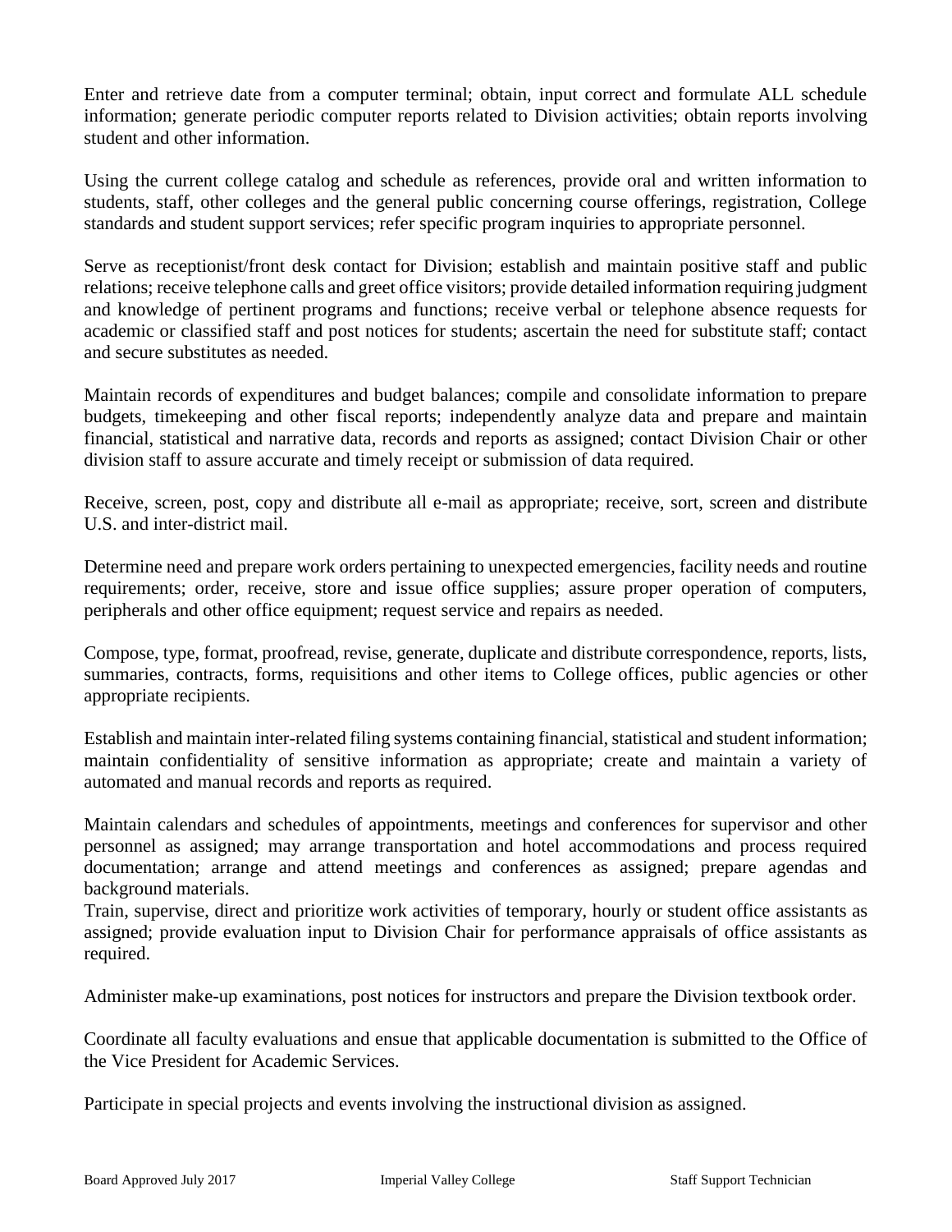Enter and retrieve date from a computer terminal; obtain, input correct and formulate ALL schedule information; generate periodic computer reports related to Division activities; obtain reports involving student and other information.

Using the current college catalog and schedule as references, provide oral and written information to students, staff, other colleges and the general public concerning course offerings, registration, College standards and student support services; refer specific program inquiries to appropriate personnel.

Serve as receptionist/front desk contact for Division; establish and maintain positive staff and public relations; receive telephone calls and greet office visitors; provide detailed information requiring judgment and knowledge of pertinent programs and functions; receive verbal or telephone absence requests for academic or classified staff and post notices for students; ascertain the need for substitute staff; contact and secure substitutes as needed.

Maintain records of expenditures and budget balances; compile and consolidate information to prepare budgets, timekeeping and other fiscal reports; independently analyze data and prepare and maintain financial, statistical and narrative data, records and reports as assigned; contact Division Chair or other division staff to assure accurate and timely receipt or submission of data required.

Receive, screen, post, copy and distribute all e-mail as appropriate; receive, sort, screen and distribute U.S. and inter-district mail.

Determine need and prepare work orders pertaining to unexpected emergencies, facility needs and routine requirements; order, receive, store and issue office supplies; assure proper operation of computers, peripherals and other office equipment; request service and repairs as needed.

Compose, type, format, proofread, revise, generate, duplicate and distribute correspondence, reports, lists, summaries, contracts, forms, requisitions and other items to College offices, public agencies or other appropriate recipients.

Establish and maintain inter-related filing systems containing financial, statistical and student information; maintain confidentiality of sensitive information as appropriate; create and maintain a variety of automated and manual records and reports as required.

Maintain calendars and schedules of appointments, meetings and conferences for supervisor and other personnel as assigned; may arrange transportation and hotel accommodations and process required documentation; arrange and attend meetings and conferences as assigned; prepare agendas and background materials.

Train, supervise, direct and prioritize work activities of temporary, hourly or student office assistants as assigned; provide evaluation input to Division Chair for performance appraisals of office assistants as required.

Administer make-up examinations, post notices for instructors and prepare the Division textbook order.

Coordinate all faculty evaluations and ensue that applicable documentation is submitted to the Office of the Vice President for Academic Services.

Participate in special projects and events involving the instructional division as assigned.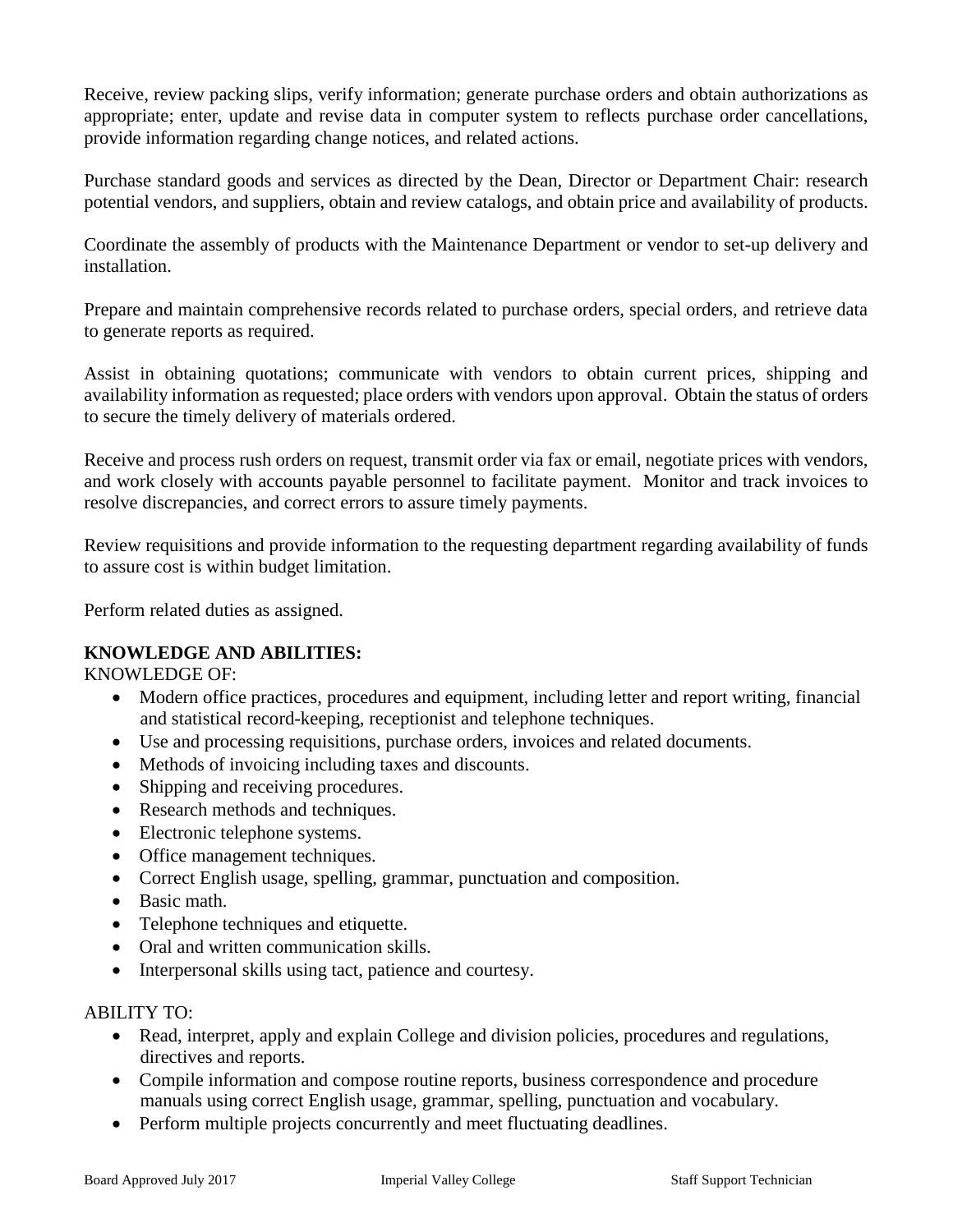Receive, review packing slips, verify information; generate purchase orders and obtain authorizations as appropriate; enter, update and revise data in computer system to reflects purchase order cancellations, provide information regarding change notices, and related actions.

Purchase standard goods and services as directed by the Dean, Director or Department Chair: research potential vendors, and suppliers, obtain and review catalogs, and obtain price and availability of products.

Coordinate the assembly of products with the Maintenance Department or vendor to set-up delivery and installation.

Prepare and maintain comprehensive records related to purchase orders, special orders, and retrieve data to generate reports as required.

Assist in obtaining quotations; communicate with vendors to obtain current prices, shipping and availability information as requested; place orders with vendors upon approval. Obtain the status of orders to secure the timely delivery of materials ordered.

Receive and process rush orders on request, transmit order via fax or email, negotiate prices with vendors, and work closely with accounts payable personnel to facilitate payment. Monitor and track invoices to resolve discrepancies, and correct errors to assure timely payments.

Review requisitions and provide information to the requesting department regarding availability of funds to assure cost is within budget limitation.

Perform related duties as assigned.

**KNOWLEDGE AND ABILITIES:**

KNOWLEDGE OF:

- Modern office practices, procedures and equipment, including letter and report writing, financial and statistical record-keeping, receptionist and telephone techniques.
- Use and processing requisitions, purchase orders, invoices and related documents.
- Methods of invoicing including taxes and discounts.
- Shipping and receiving procedures.
- Research methods and techniques.
- Electronic telephone systems.
- Office management techniques.
- Correct English usage, spelling, grammar, punctuation and composition.
- Basic math.
- Telephone techniques and etiquette.
- Oral and written communication skills.
- Interpersonal skills using tact, patience and courtesy.

ABILITY TO:

- Read, interpret, apply and explain College and division policies, procedures and regulations, directives and reports.
- Compile information and compose routine reports, business correspondence and procedure manuals using correct English usage, grammar, spelling, punctuation and vocabulary.
- Perform multiple projects concurrently and meet fluctuating deadlines.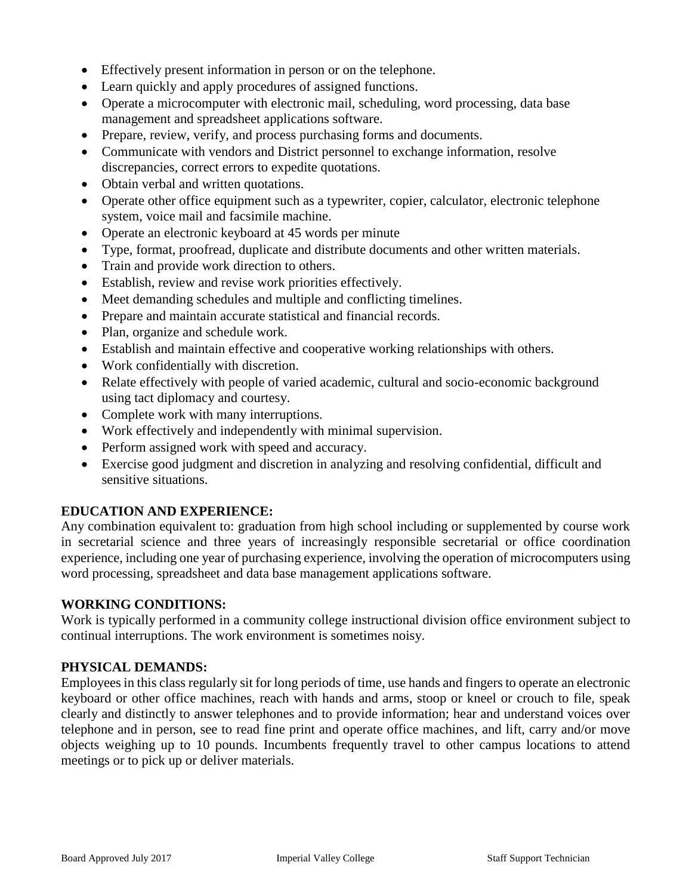- Effectively present information in person or on the telephone.
- Learn quickly and apply procedures of assigned functions.
- Operate a microcomputer with electronic mail, scheduling, word processing, data base management and spreadsheet applications software.
- Prepare, review, verify, and process purchasing forms and documents.
- Communicate with vendors and District personnel to exchange information, resolve discrepancies, correct errors to expedite quotations.
- Obtain verbal and written quotations.
- Operate other office equipment such as a typewriter, copier, calculator, electronic telephone system, voice mail and facsimile machine.
- Operate an electronic keyboard at 45 words per minute
- Type, format, proofread, duplicate and distribute documents and other written materials.
- Train and provide work direction to others.
- Establish, review and revise work priorities effectively.
- Meet demanding schedules and multiple and conflicting timelines.
- Prepare and maintain accurate statistical and financial records.
- Plan, organize and schedule work.
- Establish and maintain effective and cooperative working relationships with others.
- Work confidentially with discretion.
- Relate effectively with people of varied academic, cultural and socio-economic background using tact diplomacy and courtesy.
- Complete work with many interruptions.
- Work effectively and independently with minimal supervision.
- Perform assigned work with speed and accuracy.
- Exercise good judgment and discretion in analyzing and resolving confidential, difficult and sensitive situations.

**EDUCATION AND EXPERIENCE:**
Any combination equivalent to: graduation from high school including or supplemented by course work in secretarial science and three years of increasingly responsible secretarial or office coordination experience, including one year of purchasing experience, involving the operation of microcomputers using word processing, spreadsheet and data base management applications software.

**WORKING CONDITIONS:**
Work is typically performed in a community college instructional division office environment subject to continual interruptions. The work environment is sometimes noisy.

**PHYSICAL DEMANDS:**
Employees in this class regularly sit for long periods of time, use hands and fingers to operate an electronic keyboard or other office machines, reach with hands and arms, stoop or kneel or crouch to file, speak clearly and distinctly to answer telephones and to provide information; hear and understand voices over telephone and in person, see to read fine print and operate office machines, and lift, carry and/or move objects weighing up to 10 pounds. Incumbents frequently travel to other campus locations to attend meetings or to pick up or deliver materials.